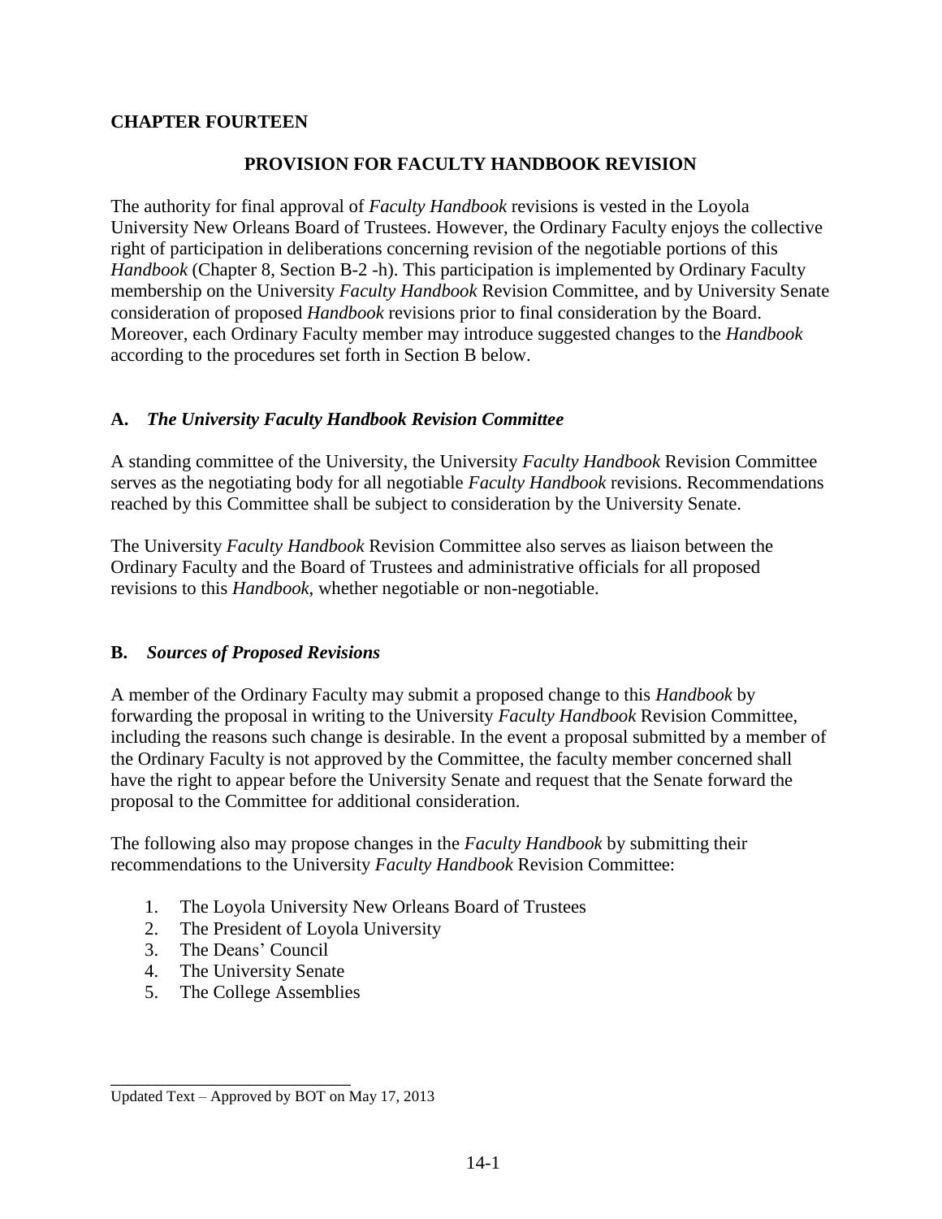# CHAPTER FOURTEEN

## PROVISION FOR FACULTY HANDBOOK REVISION

The authority for final approval of *Faculty Handbook* revisions is vested in the Loyola University New Orleans Board of Trustees. However, the Ordinary Faculty enjoys the collective right of participation in deliberations concerning revision of the negotiable portions of this *Handbook* (Chapter 8, Section B-2 -h). This participation is implemented by Ordinary Faculty membership on the University *Faculty Handbook* Revision Committee, and by University Senate consideration of proposed *Handbook* revisions prior to final consideration by the Board. Moreover, each Ordinary Faculty member may introduce suggested changes to the *Handbook* according to the procedures set forth in Section B below.

### A. *The University Faculty Handbook Revision Committee*

A standing committee of the University, the University *Faculty Handbook* Revision Committee serves as the negotiating body for all negotiable *Faculty Handbook* revisions. Recommendations reached by this Committee shall be subject to consideration by the University Senate.

The University *Faculty Handbook* Revision Committee also serves as liaison between the Ordinary Faculty and the Board of Trustees and administrative officials for all proposed revisions to this *Handbook*, whether negotiable or non-negotiable.

### B. *Sources of Proposed Revisions*

A member of the Ordinary Faculty may submit a proposed change to this *Handbook* by forwarding the proposal in writing to the University *Faculty Handbook* Revision Committee, including the reasons such change is desirable. In the event a proposal submitted by a member of the Ordinary Faculty is not approved by the Committee, the faculty member concerned shall have the right to appear before the University Senate and request that the Senate forward the proposal to the Committee for additional consideration.

The following also may propose changes in the *Faculty Handbook* by submitting their recommendations to the University *Faculty Handbook* Revision Committee:

1. The Loyola University New Orleans Board of Trustees
2. The President of Loyola University
3. The Deans' Council
4. The University Senate
5. The College Assemblies

Updated Text – Approved by BOT on May 17, 2013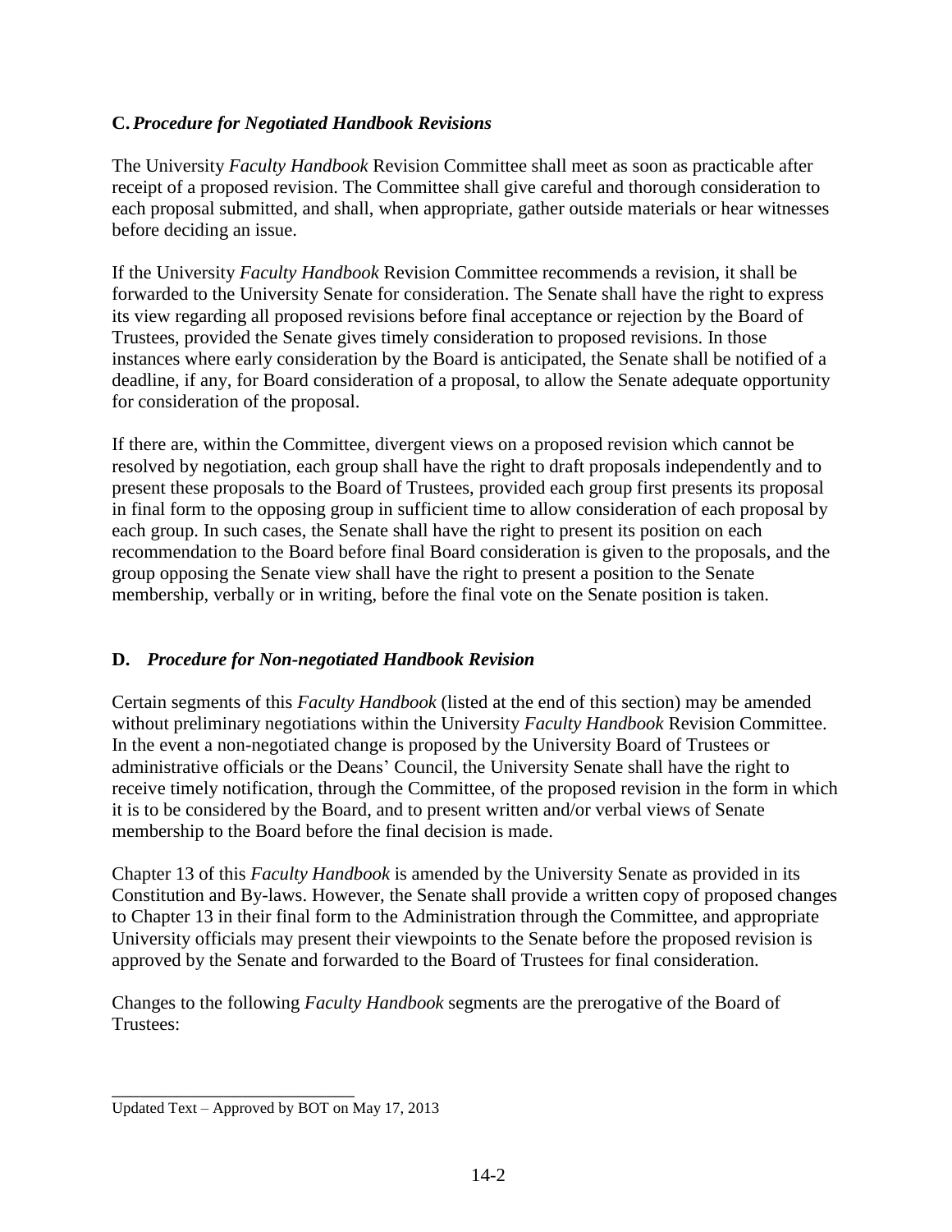## C. *Procedure for Negotiated Handbook Revisions*

The University *Faculty Handbook* Revision Committee shall meet as soon as practicable after receipt of a proposed revision. The Committee shall give careful and thorough consideration to each proposal submitted, and shall, when appropriate, gather outside materials or hear witnesses before deciding an issue.

If the University *Faculty Handbook* Revision Committee recommends a revision, it shall be forwarded to the University Senate for consideration. The Senate shall have the right to express its view regarding all proposed revisions before final acceptance or rejection by the Board of Trustees, provided the Senate gives timely consideration to proposed revisions. In those instances where early consideration by the Board is anticipated, the Senate shall be notified of a deadline, if any, for Board consideration of a proposal, to allow the Senate adequate opportunity for consideration of the proposal.

If there are, within the Committee, divergent views on a proposed revision which cannot be resolved by negotiation, each group shall have the right to draft proposals independently and to present these proposals to the Board of Trustees, provided each group first presents its proposal in final form to the opposing group in sufficient time to allow consideration of each proposal by each group. In such cases, the Senate shall have the right to present its position on each recommendation to the Board before final Board consideration is given to the proposals, and the group opposing the Senate view shall have the right to present a position to the Senate membership, verbally or in writing, before the final vote on the Senate position is taken.

## D. *Procedure for Non-negotiated Handbook Revision*

Certain segments of this *Faculty Handbook* (listed at the end of this section) may be amended without preliminary negotiations within the University *Faculty Handbook* Revision Committee. In the event a non-negotiated change is proposed by the University Board of Trustees or administrative officials or the Deans' Council, the University Senate shall have the right to receive timely notification, through the Committee, of the proposed revision in the form in which it is to be considered by the Board, and to present written and/or verbal views of Senate membership to the Board before the final decision is made.

Chapter 13 of this *Faculty Handbook* is amended by the University Senate as provided in its Constitution and By-laws. However, the Senate shall provide a written copy of proposed changes to Chapter 13 in their final form to the Administration through the Committee, and appropriate University officials may present their viewpoints to the Senate before the proposed revision is approved by the Senate and forwarded to the Board of Trustees for final consideration.

Changes to the following *Faculty Handbook* segments are the prerogative of the Board of Trustees:

---

Updated Text – Approved by BOT on May 17, 2013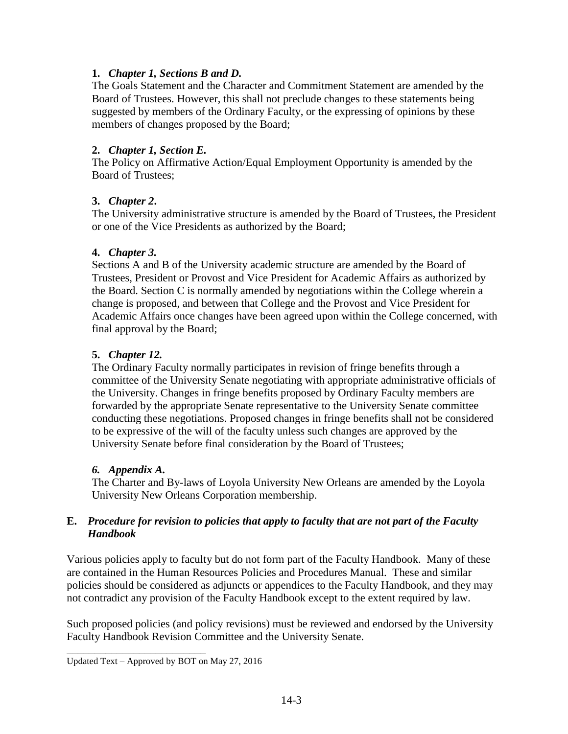1. ***Chapter 1, Sections B and D.***
   The Goals Statement and the Character and Commitment Statement are amended by the Board of Trustees. However, this shall not preclude changes to these statements being suggested by members of the Ordinary Faculty, or the expressing of opinions by these members of changes proposed by the Board;

2. ***Chapter 1, Section E.***
   The Policy on Affirmative Action/Equal Employment Opportunity is amended by the Board of Trustees;

3. ***Chapter 2.***
   The University administrative structure is amended by the Board of Trustees, the President or one of the Vice Presidents as authorized by the Board;

4. ***Chapter 3.***
   Sections A and B of the University academic structure are amended by the Board of Trustees, President or Provost and Vice President for Academic Affairs as authorized by the Board. Section C is normally amended by negotiations within the College wherein a change is proposed, and between that College and the Provost and Vice President for Academic Affairs once changes have been agreed upon within the College concerned, with final approval by the Board;

5. ***Chapter 12.***
   The Ordinary Faculty normally participates in revision of fringe benefits through a committee of the University Senate negotiating with appropriate administrative officials of the University. Changes in fringe benefits proposed by Ordinary Faculty members are forwarded by the appropriate Senate representative to the University Senate committee conducting these negotiations. Proposed changes in fringe benefits shall not be considered to be expressive of the will of the faculty unless such changes are approved by the University Senate before final consideration by the Board of Trustees;

6. ***Appendix A.***
   The Charter and By-laws of Loyola University New Orleans are amended by the Loyola University New Orleans Corporation membership.

### E. *Procedure for revision to policies that apply to faculty that are not part of the Faculty Handbook*

Various policies apply to faculty but do not form part of the Faculty Handbook. Many of these are contained in the Human Resources Policies and Procedures Manual. These and similar policies should be considered as adjuncts or appendices to the Faculty Handbook, and they may not contradict any provision of the Faculty Handbook except to the extent required by law.

Such proposed policies (and policy revisions) must be reviewed and endorsed by the University Faculty Handbook Revision Committee and the University Senate.

---

Updated Text – Approved by BOT on May 27, 2016